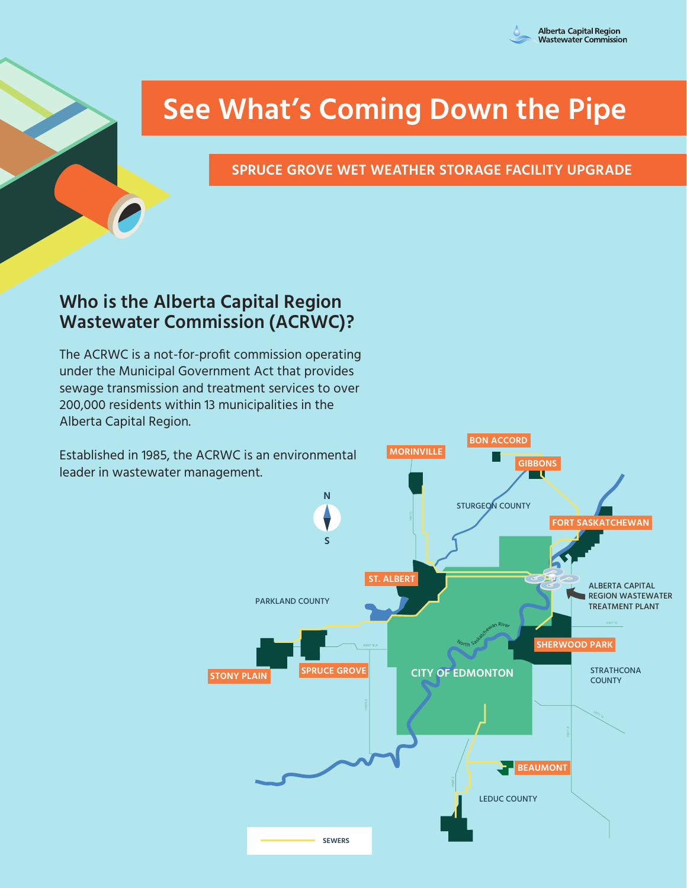# See What's Coming Down the Pipe

## SPRUCE GROVE WET WEATHER STORAGE FACILITY UPGRADE

## Who is the Alberta Capital Region Wastewater Commission (ACRWC)?

The ACRWC is a not-for-profit commission operating under the Municipal Government Act that provides sewage transmission and treatment services to over 200,000 residents within 13 municipalities in the Alberta Capital Region.

Established in 1985, the ACRWC is an environmental leader in wastewater management.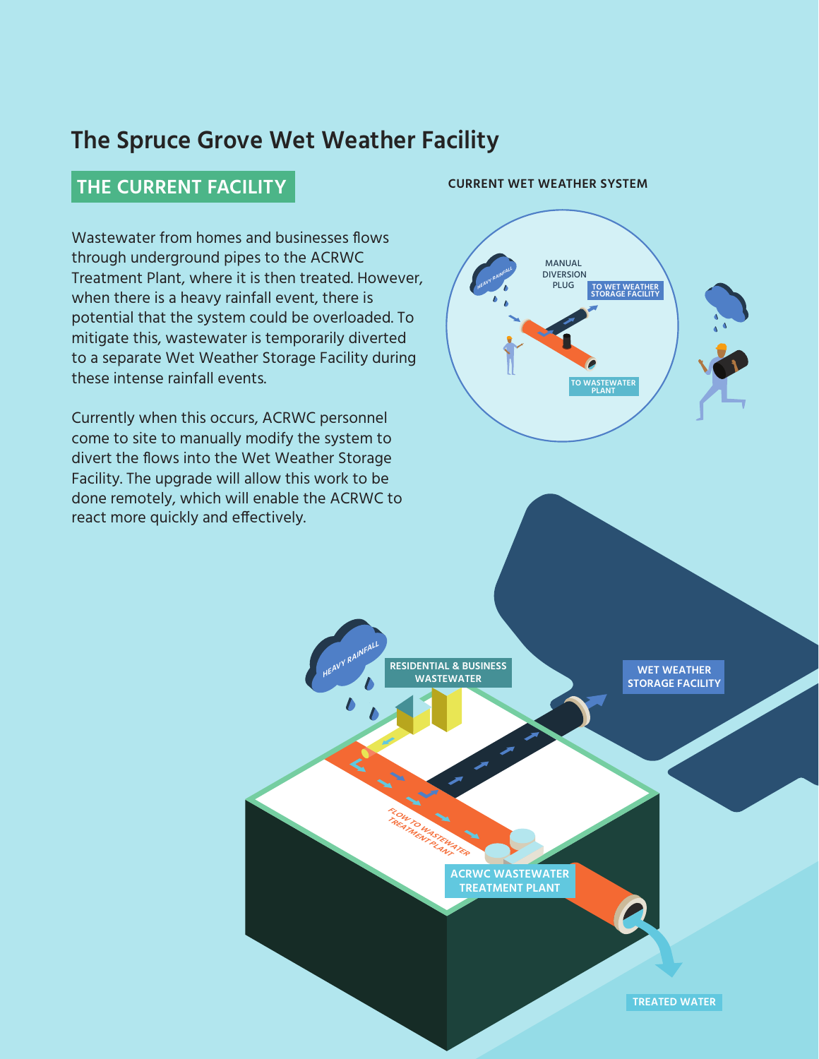# The Spruce Grove Wet Weather Facility

## THE CURRENT FACILITY

Wastewater from homes and businesses flows through underground pipes to the ACRWC Treatment Plant, where it is then treated. However, when there is a heavy rainfall event, there is potential that the system could be overloaded. To mitigate this, wastewater is temporarily diverted to a separate Wet Weather Storage Facility during these intense rainfall events.

Currently when this occurs, ACRWC personnel come to site to manually modify the system to divert the flows into the Wet Weather Storage Facility. The upgrade will allow this work to be done remotely, which will enable the ACRWC to react more quickly and effectively.

**CURRENT WET WEATHER SYSTEM**

HEAVY RAINFALL

MANUAL DIVERSION PLUG

TO WET WEATHER STORAGE FACILITY

TO WASTEWATER PLANT

HEAVY RAINFALL

RESIDENTIAL & BUSINESS WASTEWATER

WET WEATHER STORAGE FACILITY

FLOW TO WASTEWATER TREATMENT PLANT

ACRWC WASTEWATER TREATMENT PLANT

TREATED WATER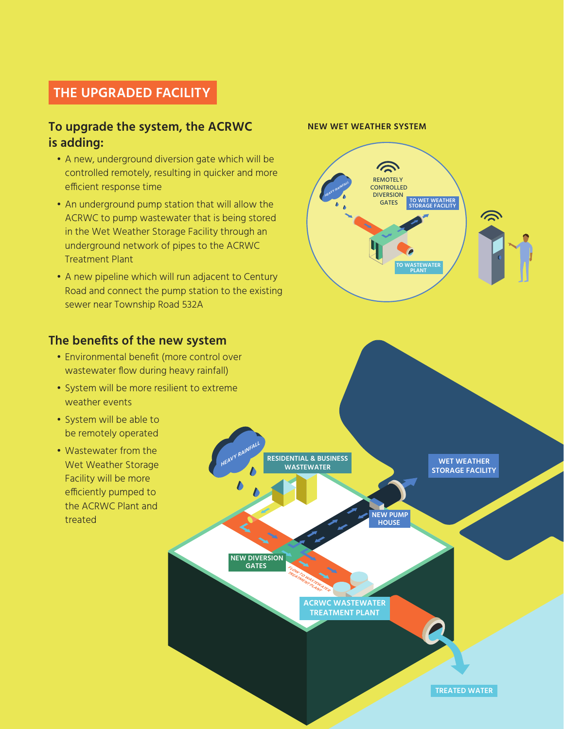## THE UPGRADED FACILITY

### To upgrade the system, the ACRWC is adding:

- A new, underground diversion gate which will be controlled remotely, resulting in quicker and more efficient response time
- An underground pump station that will allow the ACRWC to pump wastewater that is being stored in the Wet Weather Storage Facility through an underground network of pipes to the ACRWC Treatment Plant
- A new pipeline which will run adjacent to Century Road and connect the pump station to the existing sewer near Township Road 532A

### The benefits of the new system

- Environmental benefit (more control over wastewater flow during heavy rainfall)
- System will be more resilient to extreme weather events
- System will be able to be remotely operated
- Wastewater from the Wet Weather Storage Facility will be more efficiently pumped to the ACRWC Plant and treated

**NEW WET WEATHER SYSTEM**

HEAVY RAINFALL

REMOTELY CONTROLLED DIVERSION GATES

TO WET WEATHER STORAGE FACILITY

TO WASTEWATER PLANT

HEAVY RAINFALL

RESIDENTIAL & BUSINESS WASTEWATER

WET WEATHER STORAGE FACILITY

NEW PUMP HOUSE

NEW DIVERSION GATES

FLOW TO WASTEWATER TREATMENT PLANT

ACRWC WASTEWATER TREATMENT PLANT

TREATED WATER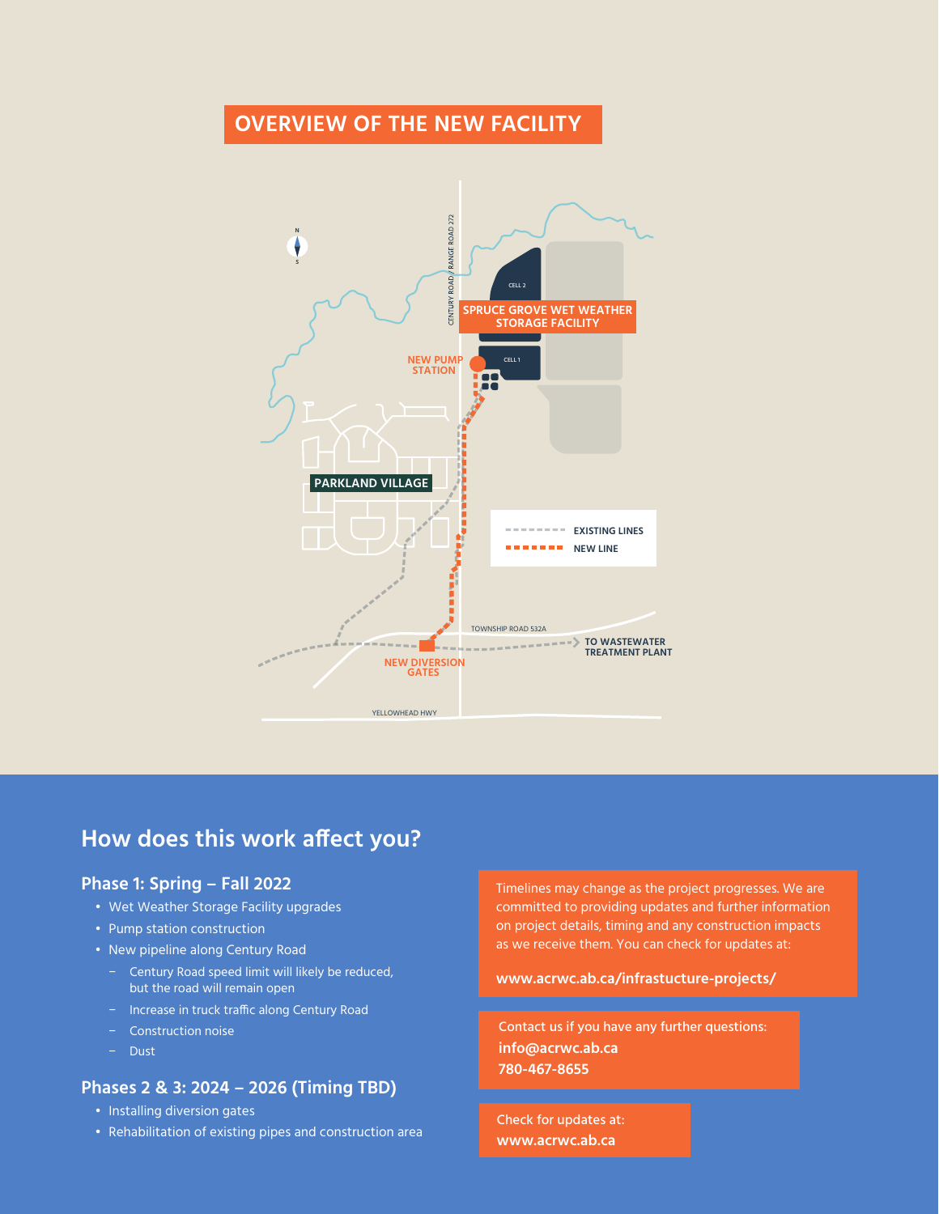# OVERVIEW OF THE NEW FACILITY

N
S

CENTURY ROAD / RANGE ROAD 272

CELL 2

SPRUCE GROVE WET WEATHER STORAGE FACILITY

CELL 1

NEW PUMP STATION

PARKLAND VILLAGE

EXISTING LINES

NEW LINE

TOWNSHIP ROAD 532A

TO WASTEWATER TREATMENT PLANT

NEW DIVERSION GATES

YELLOWHEAD HWY

## How does this work affect you?

### Phase 1: Spring – Fall 2022

- Wet Weather Storage Facility upgrades
- Pump station construction
- New pipeline along Century Road
  - Century Road speed limit will likely be reduced, but the road will remain open
  - Increase in truck traffic along Century Road
  - Construction noise
  - Dust

### Phases 2 & 3: 2024 – 2026 (Timing TBD)

- Installing diversion gates
- Rehabilitation of existing pipes and construction area

Timelines may change as the project progresses. We are committed to providing updates and further information on project details, timing and any construction impacts as we receive them. You can check for updates at:

**www.acrwc.ab.ca/infrastucture-projects/**

Contact us if you have any further questions:
**info@acrwc.ab.ca**
**780-467-8655**

Check for updates at:
**www.acrwc.ab.ca**